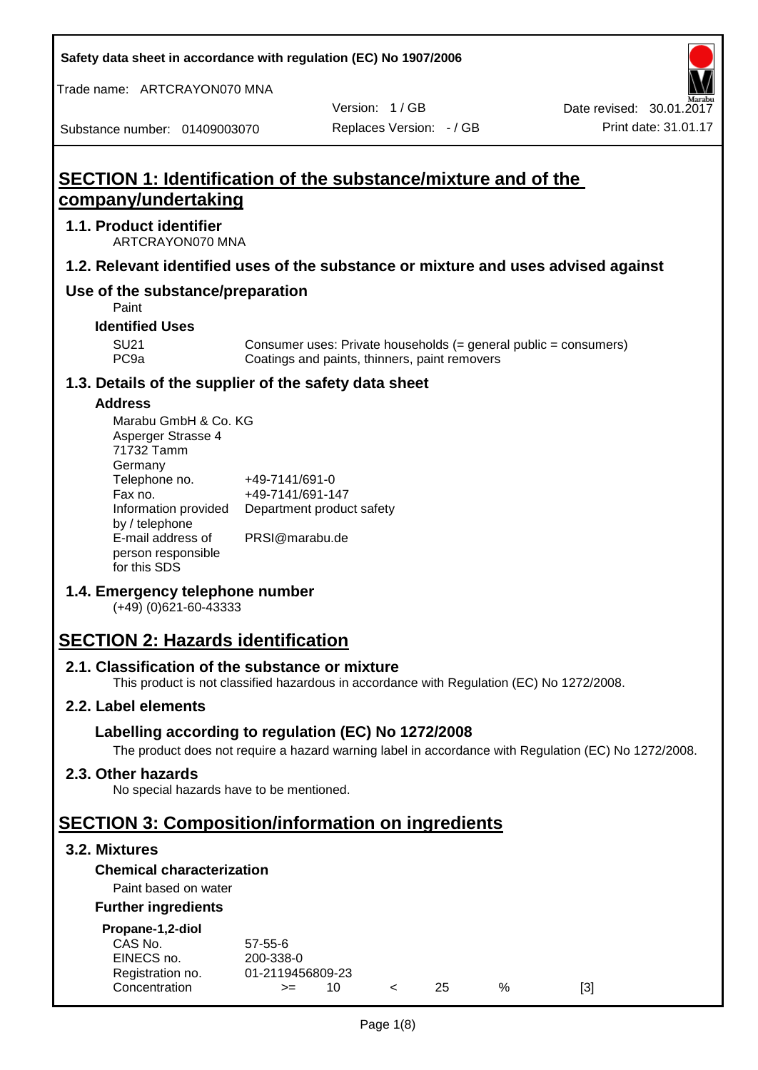Safety data sheet in accordance with regulation (EC) No 1907/2006

Trade name: ARTCRAYON070 MNA

Version: 1 / GB

Date revised: 30.01.2017

Substance number: 01409003070

Replaces Version: - / GB

Print date: 31.01.17

# SECTION 1: Identification of the substance/mixture and of the company/undertaking

## 1.1. Product identifier

ARTCRAYON070 MNA

## 1.2. Relevant identified uses of the substance or mixture and uses advised against

## Use of the substance/preparation

Paint

### Identified Uses

| | |
|---|---|
| SU21 | Consumer uses: Private households (= general public = consumers) |
| PC9a | Coatings and paints, thinners, paint removers |

## 1.3. Details of the supplier of the safety data sheet

### Address

Marabu GmbH & Co. KG
Asperger Strasse 4
71732 Tamm
Germany

| | |
|---|---|
| Telephone no. | +49-7141/691-0 |
| Fax no. | +49-7141/691-147 |
| Information provided by / telephone | Department product safety |
| E-mail address of person responsible for this SDS | PRSI@marabu.de |

## 1.4. Emergency telephone number

(+49) (0)621-60-43333

# SECTION 2: Hazards identification

## 2.1. Classification of the substance or mixture

This product is not classified hazardous in accordance with Regulation (EC) No 1272/2008.

## 2.2. Label elements

### Labelling according to regulation (EC) No 1272/2008

The product does not require a hazard warning label in accordance with Regulation (EC) No 1272/2008.

## 2.3. Other hazards

No special hazards have to be mentioned.

# SECTION 3: Composition/information on ingredients

## 3.2. Mixtures

### Chemical characterization

Paint based on water

### Further ingredients

**Propane-1,2-diol**

| | | | | | | |
|---|---|---|---|---|---|---|
| CAS No. | 57-55-6 | | | | | |
| EINECS no. | 200-338-0 | | | | | |
| Registration no. | 01-2119456809-23 | | | | | |
| Concentration | >= | 10 | < | 25 | % | [3] |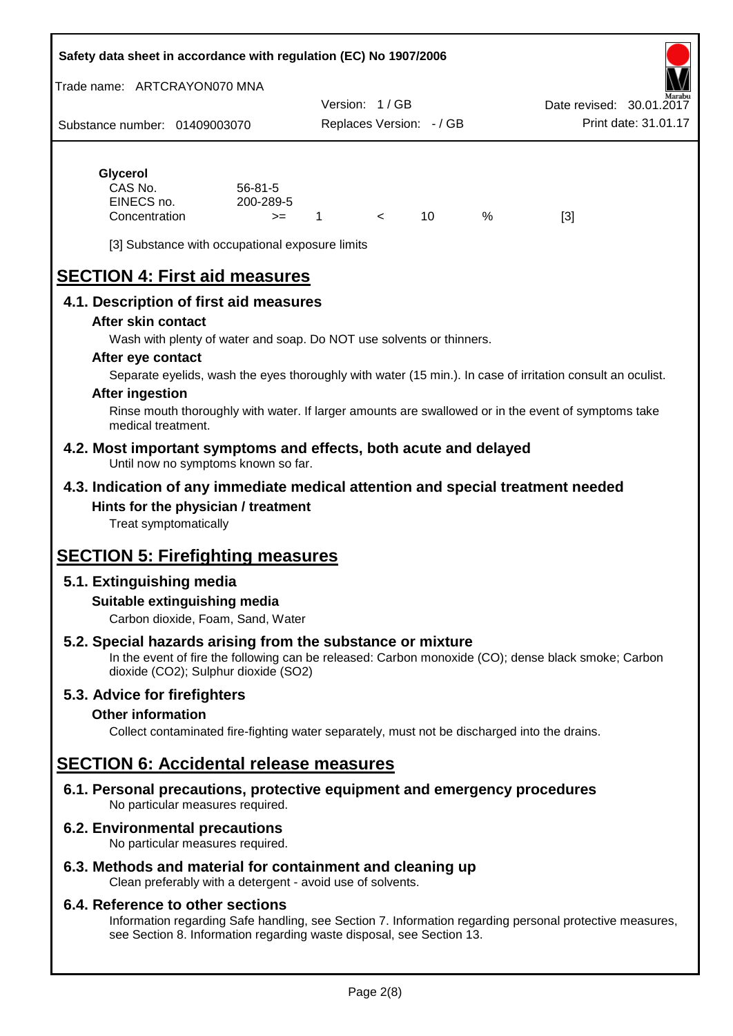**Glycerol**

| | | | | | | |
|---|---|---|---|---|---|---|
| CAS No. | 56-81-5 | | | | | |
| EINECS no. | 200-289-5 | | | | | |
| Concentration | >= | 1 | < | 10 | % | [3] |

[3] Substance with occupational exposure limits

# SECTION 4: First aid measures

## 4.1. Description of first aid measures

### After skin contact

Wash with plenty of water and soap. Do NOT use solvents or thinners.

### After eye contact

Separate eyelids, wash the eyes thoroughly with water (15 min.). In case of irritation consult an oculist.

### After ingestion

Rinse mouth thoroughly with water. If larger amounts are swallowed or in the event of symptoms take medical treatment.

## 4.2. Most important symptoms and effects, both acute and delayed

Until now no symptoms known so far.

## 4.3. Indication of any immediate medical attention and special treatment needed

### Hints for the physician / treatment

Treat symptomatically

# SECTION 5: Firefighting measures

## 5.1. Extinguishing media

### Suitable extinguishing media

Carbon dioxide, Foam, Sand, Water

## 5.2. Special hazards arising from the substance or mixture

In the event of fire the following can be released: Carbon monoxide (CO); dense black smoke; Carbon dioxide ($CO_2$); Sulphur dioxide ($SO_2$)

## 5.3. Advice for firefighters

### Other information

Collect contaminated fire-fighting water separately, must not be discharged into the drains.

# SECTION 6: Accidental release measures

## 6.1. Personal precautions, protective equipment and emergency procedures

No particular measures required.

## 6.2. Environmental precautions

No particular measures required.

## 6.3. Methods and material for containment and cleaning up

Clean preferably with a detergent - avoid use of solvents.

## 6.4. Reference to other sections

Information regarding Safe handling, see Section 7. Information regarding personal protective measures, see Section 8. Information regarding waste disposal, see Section 13.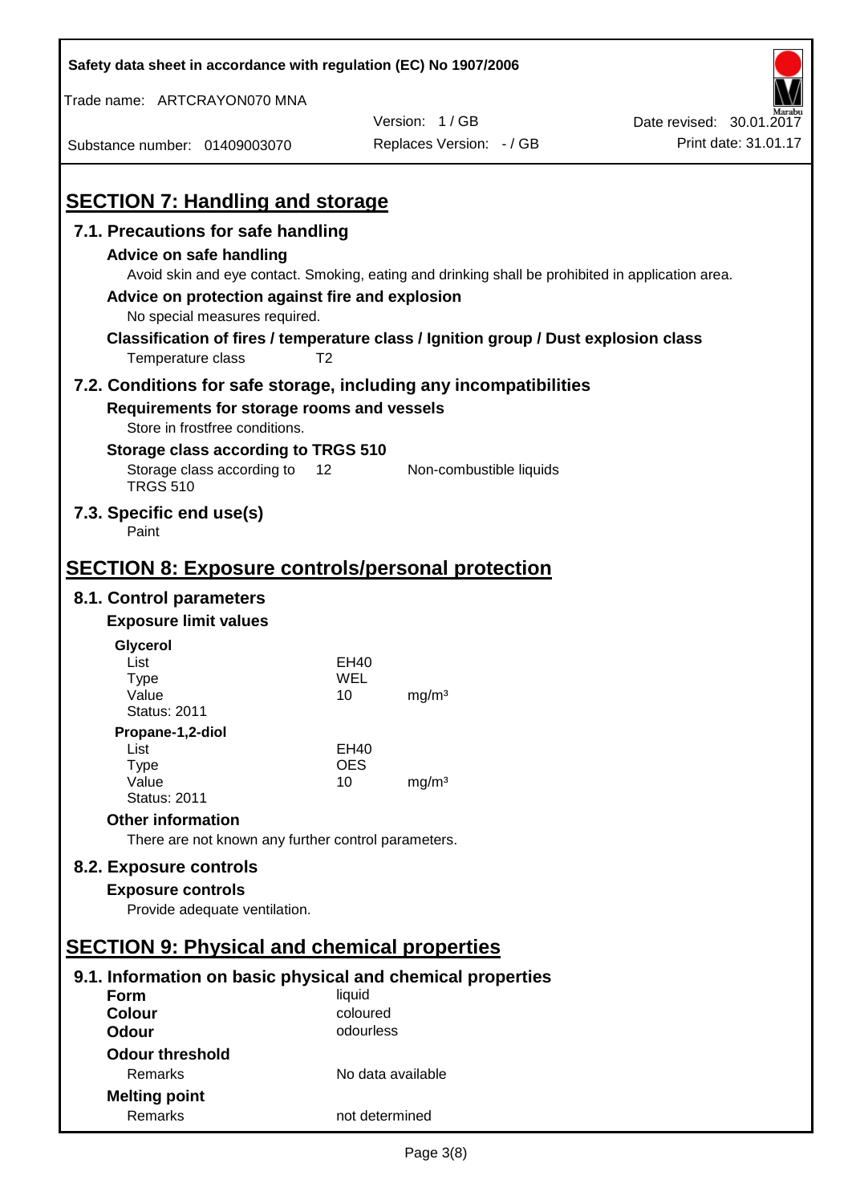## SECTION 7: Handling and storage

### 7.1. Precautions for safe handling

**Advice on safe handling**

Avoid skin and eye contact. Smoking, eating and drinking shall be prohibited in application area.

**Advice on protection against fire and explosion**

No special measures required.

**Classification of fires / temperature class / Ignition group / Dust explosion class**

Temperature class T2

### 7.2. Conditions for safe storage, including any incompatibilities

**Requirements for storage rooms and vessels**

Store in frostfree conditions.

**Storage class according to TRGS 510**

| | | |
|---|---|---|
| Storage class according to TRGS 510 | 12 | Non-combustible liquids |

### 7.3. Specific end use(s)

Paint

## SECTION 8: Exposure controls/personal protection

### 8.1. Control parameters

**Exposure limit values**

**Glycerol**

| | | |
|---|---|---|
| List | EH40 | |
| Type | WEL | |
| Value | 10 | mg/m³ |
| Status: 2011 | | |

**Propane-1,2-diol**

| | | |
|---|---|---|
| List | EH40 | |
| Type | OES | |
| Value | 10 | mg/m³ |
| Status: 2011 | | |

**Other information**

There are not known any further control parameters.

### 8.2. Exposure controls

**Exposure controls**

Provide adequate ventilation.

## SECTION 9: Physical and chemical properties

### 9.1. Information on basic physical and chemical properties

| | |
|---|---|
| **Form** | liquid |
| **Colour** | coloured |
| **Odour** | odourless |
| **Odour threshold** | |
| Remarks | No data available |
| **Melting point** | |
| Remarks | not determined |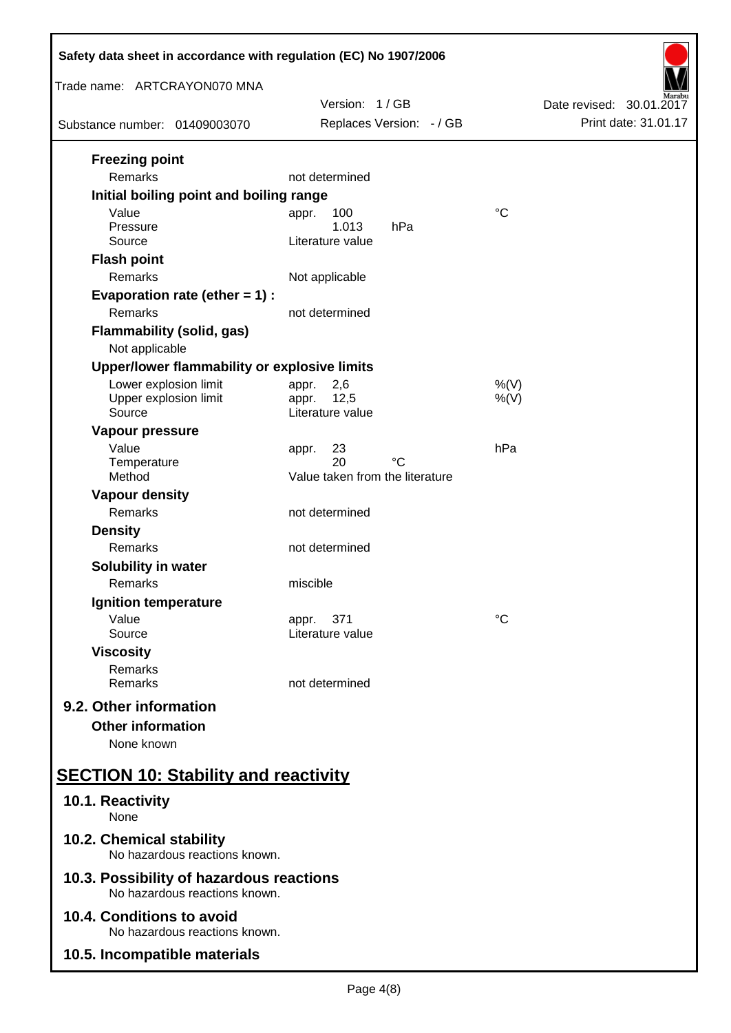**Freezing point**

| | | |
|---|---|---|
| Remarks | not determined | |

**Initial boiling point and boiling range**

| | | |
|---|---|---|
| Value | appr. 100 | °C |
| Pressure | 1.013 hPa | |
| Source | Literature value | |

**Flash point**

| | | |
|---|---|---|
| Remarks | Not applicable | |

**Evaporation rate (ether = 1) :**

| | | |
|---|---|---|
| Remarks | not determined | |

**Flammability (solid, gas)**

Not applicable

**Upper/lower flammability or explosive limits**

| | | |
|---|---|---|
| Lower explosion limit | appr. 2,6 | %(V) |
| Upper explosion limit | appr. 12,5 | %(V) |
| Source | Literature value | |

**Vapour pressure**

| | | |
|---|---|---|
| Value | appr. 23 | hPa |
| Temperature | 20 °C | |
| Method | Value taken from the literature | |

**Vapour density**

| | | |
|---|---|---|
| Remarks | not determined | |

**Density**

| | | |
|---|---|---|
| Remarks | not determined | |

**Solubility in water**

| | | |
|---|---|---|
| Remarks | miscible | |

**Ignition temperature**

| | | |
|---|---|---|
| Value | appr. 371 | °C |
| Source | Literature value | |

**Viscosity**

| | | |
|---|---|---|
| Remarks | | |
| Remarks | not determined | |

### 9.2. Other information

**Other information**

None known

## SECTION 10: Stability and reactivity

### 10.1. Reactivity

None

### 10.2. Chemical stability

No hazardous reactions known.

### 10.3. Possibility of hazardous reactions

No hazardous reactions known.

### 10.4. Conditions to avoid

No hazardous reactions known.

### 10.5. Incompatible materials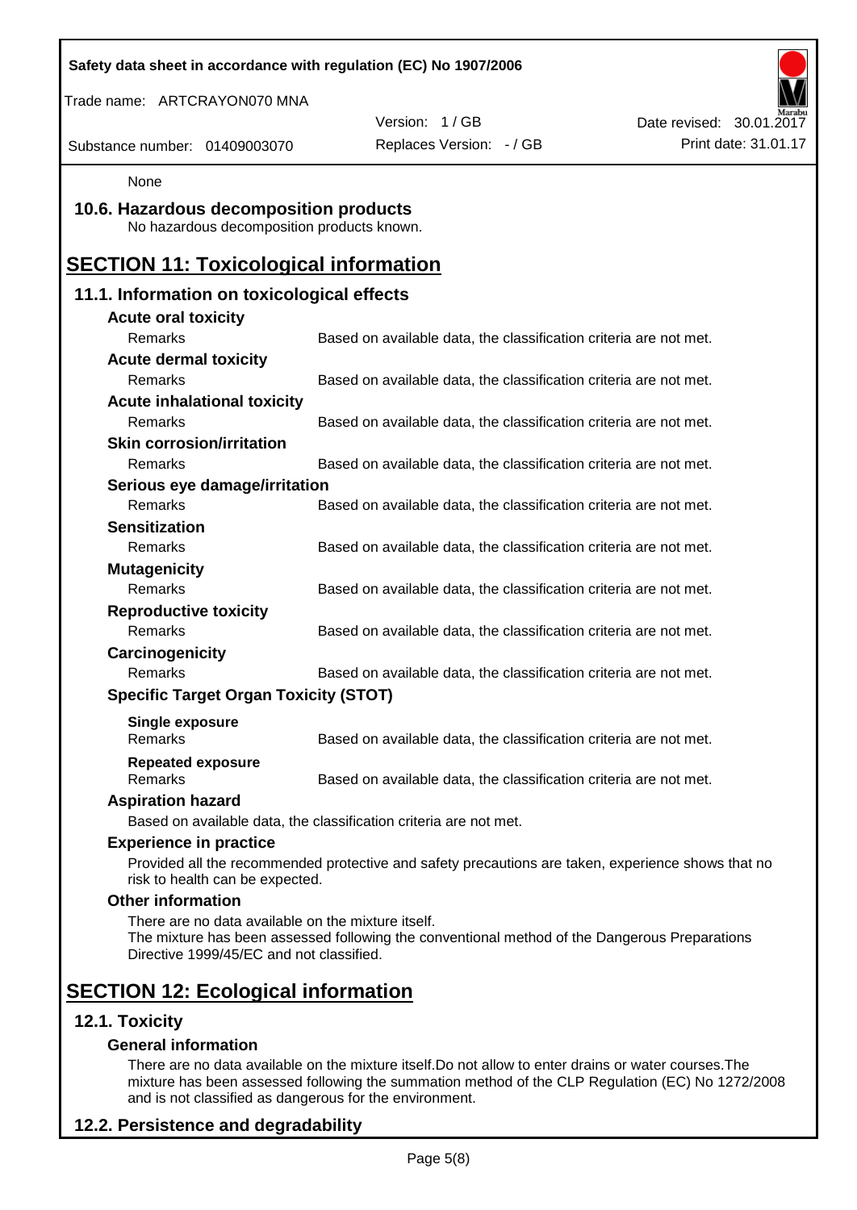None

## 10.6. Hazardous decomposition products

No hazardous decomposition products known.

# SECTION 11: Toxicological information

## 11.1. Information on toxicological effects

**Acute oral toxicity**

| | |
|---|---|
| Remarks | Based on available data, the classification criteria are not met. |

**Acute dermal toxicity**

| | |
|---|---|
| Remarks | Based on available data, the classification criteria are not met. |

**Acute inhalational toxicity**

| | |
|---|---|
| Remarks | Based on available data, the classification criteria are not met. |

**Skin corrosion/irritation**

| | |
|---|---|
| Remarks | Based on available data, the classification criteria are not met. |

**Serious eye damage/irritation**

| | |
|---|---|
| Remarks | Based on available data, the classification criteria are not met. |

**Sensitization**

| | |
|---|---|
| Remarks | Based on available data, the classification criteria are not met. |

**Mutagenicity**

| | |
|---|---|
| Remarks | Based on available data, the classification criteria are not met. |

**Reproductive toxicity**

| | |
|---|---|
| Remarks | Based on available data, the classification criteria are not met. |

**Carcinogenicity**

| | |
|---|---|
| Remarks | Based on available data, the classification criteria are not met. |

**Specific Target Organ Toxicity (STOT)**

**Single exposure**

| | |
|---|---|
| Remarks | Based on available data, the classification criteria are not met. |

**Repeated exposure**

| | |
|---|---|
| Remarks | Based on available data, the classification criteria are not met. |

**Aspiration hazard**

Based on available data, the classification criteria are not met.

**Experience in practice**

Provided all the recommended protective and safety precautions are taken, experience shows that no risk to health can be expected.

**Other information**

There are no data available on the mixture itself.
The mixture has been assessed following the conventional method of the Dangerous Preparations Directive 1999/45/EC and not classified.

# SECTION 12: Ecological information

## 12.1. Toxicity

**General information**

There are no data available on the mixture itself.Do not allow to enter drains or water courses.The mixture has been assessed following the summation method of the CLP Regulation (EC) No 1272/2008 and is not classified as dangerous for the environment.

## 12.2. Persistence and degradability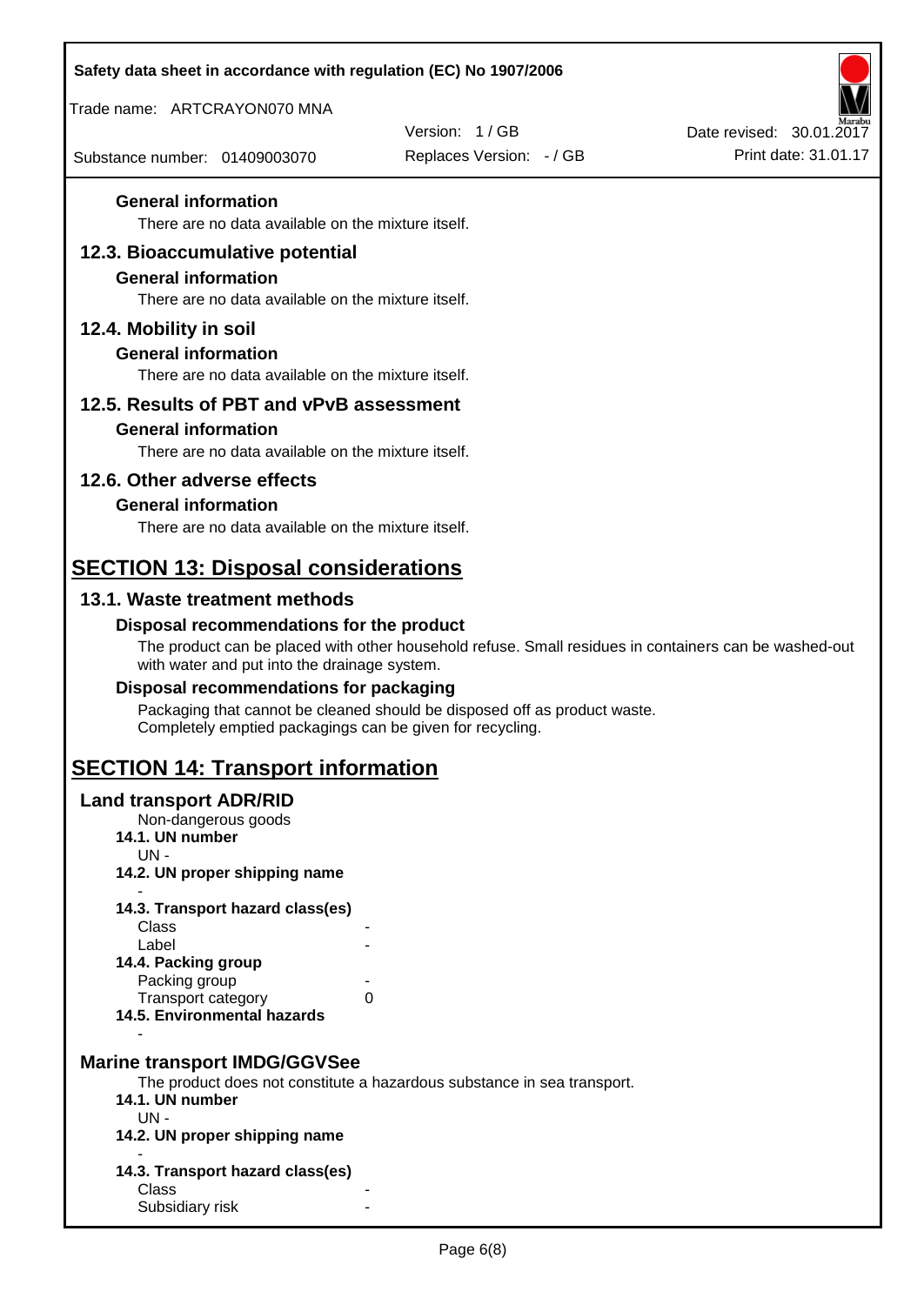### General information

There are no data available on the mixture itself.

## 12.3. Bioaccumulative potential

### General information

There are no data available on the mixture itself.

## 12.4. Mobility in soil

### General information

There are no data available on the mixture itself.

## 12.5. Results of PBT and vPvB assessment

### General information

There are no data available on the mixture itself.

## 12.6. Other adverse effects

### General information

There are no data available on the mixture itself.

# SECTION 13: Disposal considerations

## 13.1. Waste treatment methods

### Disposal recommendations for the product

The product can be placed with other household refuse. Small residues in containers can be washed-out with water and put into the drainage system.

### Disposal recommendations for packaging

Packaging that cannot be cleaned should be disposed off as product waste.
Completely emptied packagings can be given for recycling.

# SECTION 14: Transport information

## Land transport ADR/RID

Non-dangerous goods

**14.1. UN number**

UN -

**14.2. UN proper shipping name**

-

**14.3. Transport hazard class(es)**

| | |
|---|---|
| Class | - |
| Label | - |

**14.4. Packing group**

| | |
|---|---|
| Packing group | - |
| Transport category | 0 |

**14.5. Environmental hazards**

-

## Marine transport IMDG/GGVSee

The product does not constitute a hazardous substance in sea transport.

**14.1. UN number**

UN -

**14.2. UN proper shipping name**

-

**14.3. Transport hazard class(es)**

| | |
|---|---|
| Class | - |
| Subsidiary risk | - |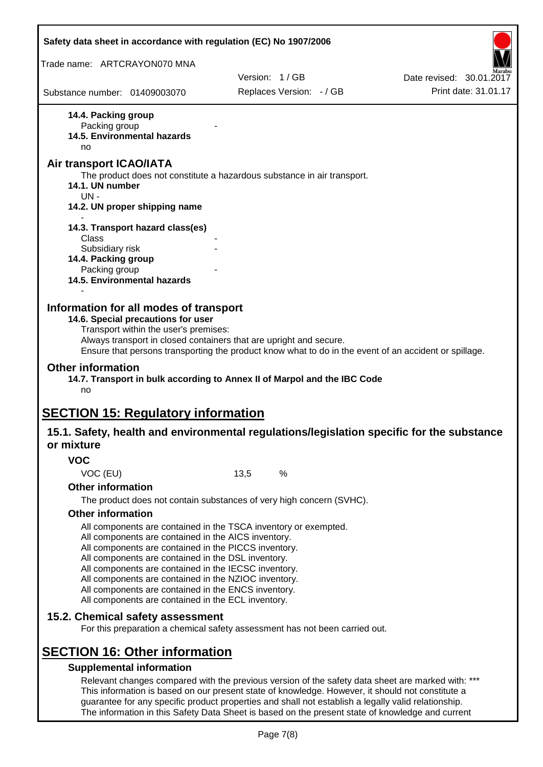**14.4. Packing group**

Packing group -

**14.5. Environmental hazards**

no

## Air transport ICAO/IATA

The product does not constitute a hazardous substance in air transport.

**14.1. UN number**

UN -

**14.2. UN proper shipping name**

-

**14.3. Transport hazard class(es)**

Class -

Subsidiary risk -

**14.4. Packing group**

Packing group -

**14.5. Environmental hazards**

-

## Information for all modes of transport

**14.6. Special precautions for user**

Transport within the user's premises:
Always transport in closed containers that are upright and secure.
Ensure that persons transporting the product know what to do in the event of an accident or spillage.

## Other information

**14.7. Transport in bulk according to Annex II of Marpol and the IBC Code**

no

# SECTION 15: Regulatory information

## 15.1. Safety, health and environmental regulations/legislation specific for the substance or mixture

### VOC

VOC (EU) 13,5 %

### Other information

The product does not contain substances of very high concern (SVHC).

### Other information

All components are contained in the TSCA inventory or exempted.
All components are contained in the AICS inventory.
All components are contained in the PICCS inventory.
All components are contained in the DSL inventory.
All components are contained in the IECSC inventory.
All components are contained in the NZIOC inventory.
All components are contained in the ENCS inventory.
All components are contained in the ECL inventory.

## 15.2. Chemical safety assessment

For this preparation a chemical safety assessment has not been carried out.

# SECTION 16: Other information

### Supplemental information

Relevant changes compared with the previous version of the safety data sheet are marked with: ***
This information is based on our present state of knowledge. However, it should not constitute a guarantee for any specific product properties and shall not establish a legally valid relationship.
The information in this Safety Data Sheet is based on the present state of knowledge and current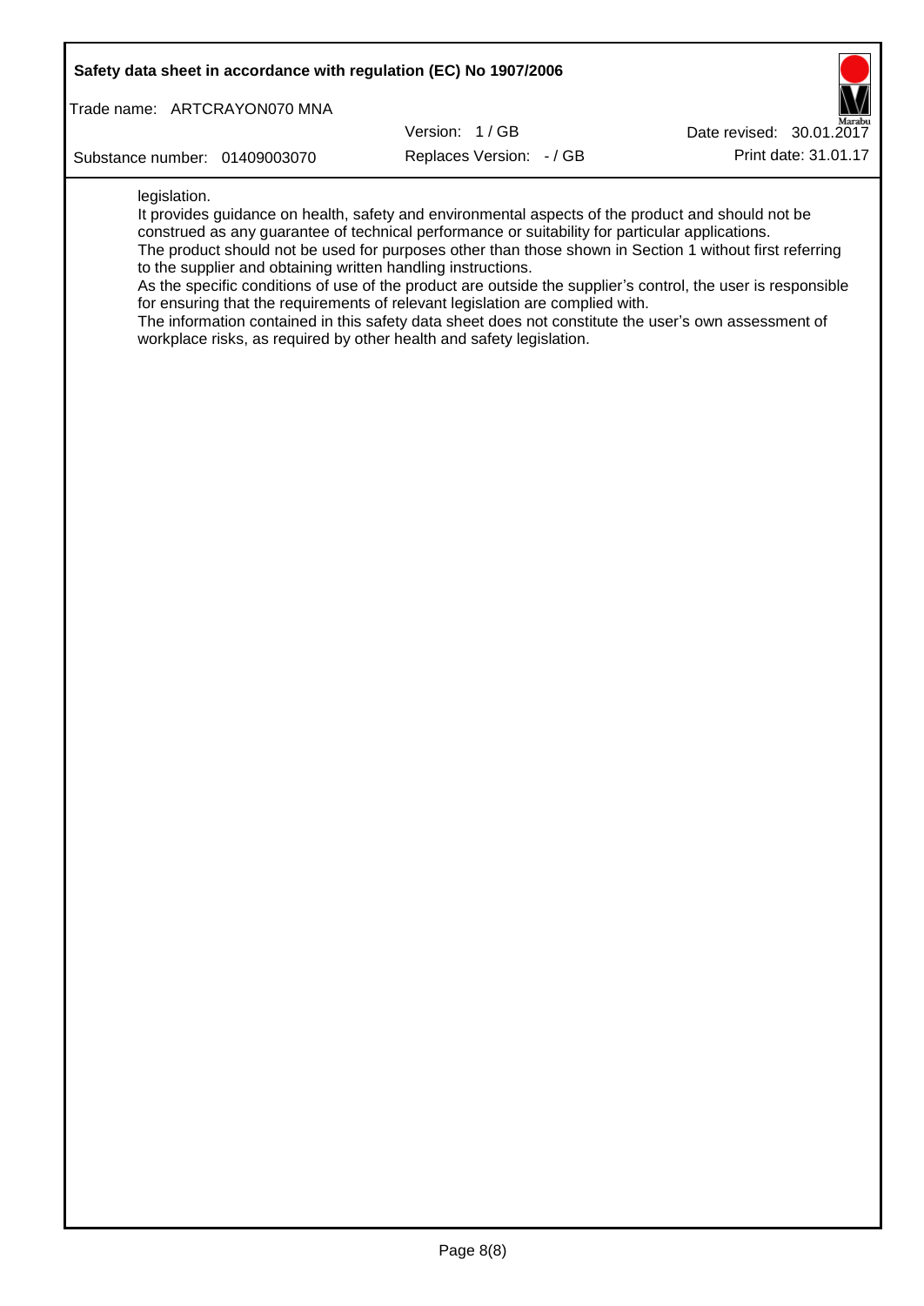legislation.
It provides guidance on health, safety and environmental aspects of the product and should not be construed as any guarantee of technical performance or suitability for particular applications.
The product should not be used for purposes other than those shown in Section 1 without first referring to the supplier and obtaining written handling instructions.
As the specific conditions of use of the product are outside the supplier's control, the user is responsible for ensuring that the requirements of relevant legislation are complied with.
The information contained in this safety data sheet does not constitute the user's own assessment of workplace risks, as required by other health and safety legislation.